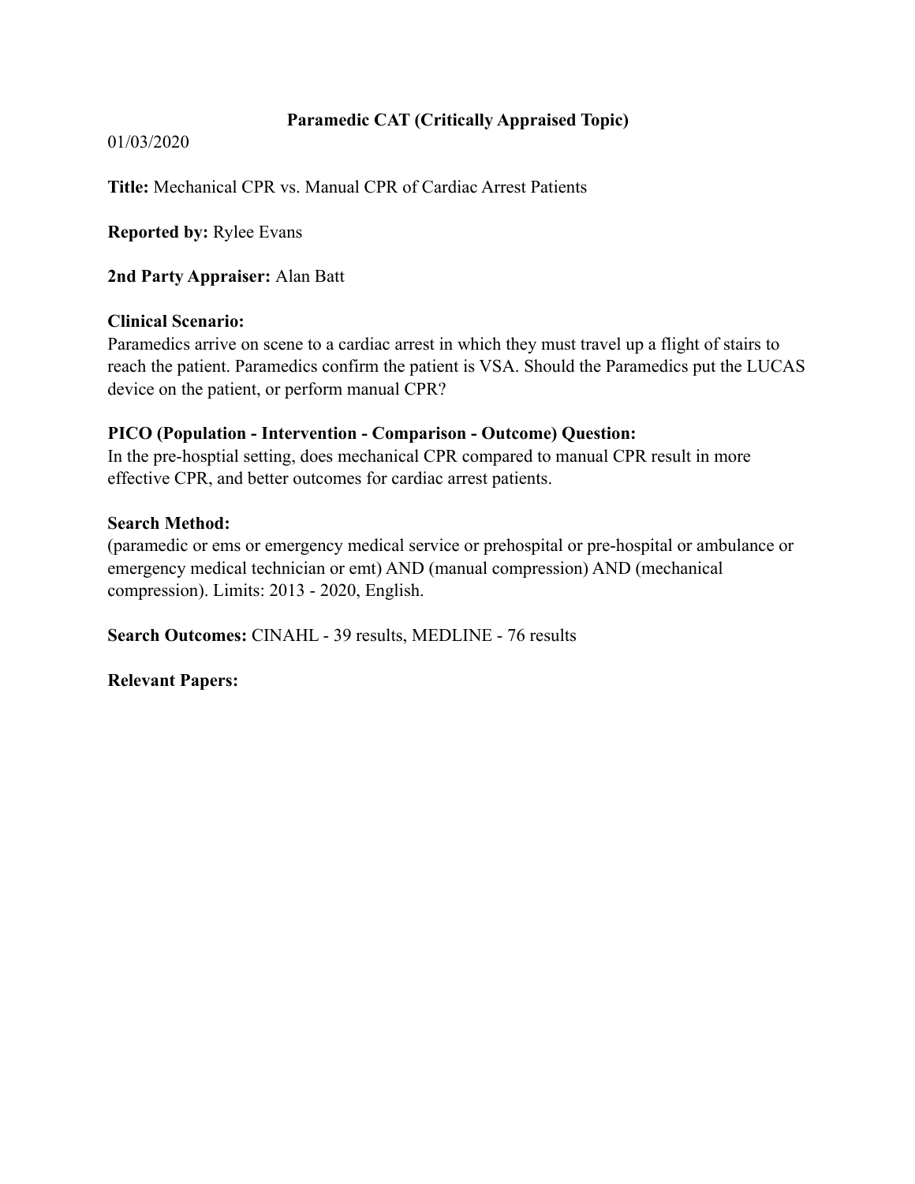# Paramedic CAT (Critically Appraised Topic)

01/03/2020

**Title:** Mechanical CPR vs. Manual CPR of Cardiac Arrest Patients

**Reported by:** Rylee Evans

**2nd Party Appraiser:** Alan Batt

**Clinical Scenario:**
Paramedics arrive on scene to a cardiac arrest in which they must travel up a flight of stairs to reach the patient. Paramedics confirm the patient is VSA. Should the Paramedics put the LUCAS device on the patient, or perform manual CPR?

**PICO (Population - Intervention - Comparison - Outcome) Question:**
In the pre-hosptial setting, does mechanical CPR compared to manual CPR result in more effective CPR, and better outcomes for cardiac arrest patients.

**Search Method:**
(paramedic or ems or emergency medical service or prehospital or pre-hospital or ambulance or emergency medical technician or emt) AND (manual compression) AND (mechanical compression). Limits: 2013 - 2020, English.

**Search Outcomes:** CINAHL - 39 results, MEDLINE - 76 results

**Relevant Papers:**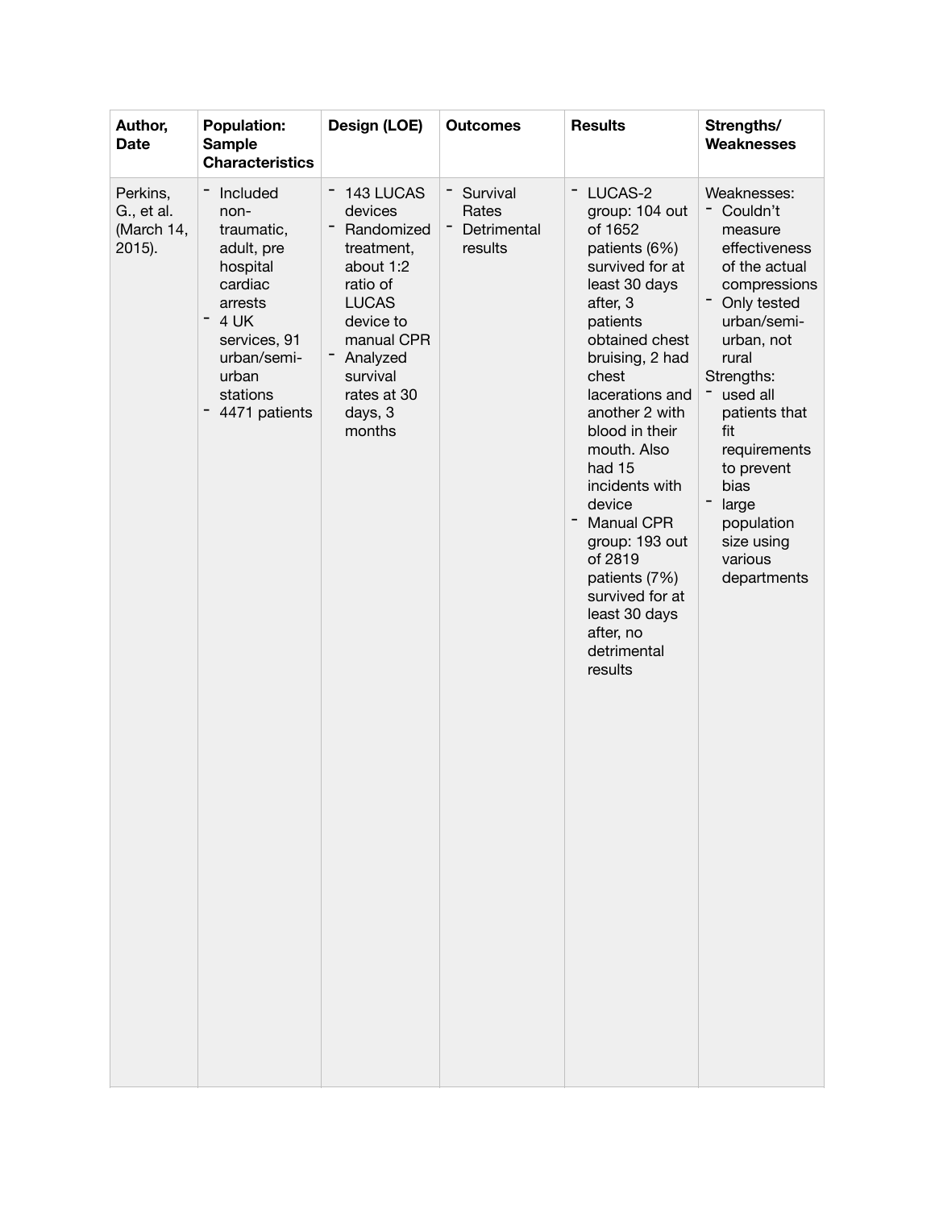| Author, Date | Population: Sample Characteristics | Design (LOE) | Outcomes | Results | Strengths/ Weaknesses |
| --- | --- | --- | --- | --- | --- |
| Perkins, G., et al. (March 14, 2015). | - Included non-traumatic, adult, pre hospital cardiac arrests<br>- 4 UK services, 91 urban/semi-urban stations<br>- 4471 patients | - 143 LUCAS devices<br>- Randomized treatment, about 1:2 ratio of LUCAS device to manual CPR<br>- Analyzed survival rates at 30 days, 3 months | - Survival Rates<br>- Detrimental results | - LUCAS-2 group: 104 out of 1652 patients (6%) survived for at least 30 days after, 3 patients obtained chest bruising, 2 had chest lacerations and another 2 with blood in their mouth. Also had 15 incidents with device<br>- Manual CPR group: 193 out of 2819 patients (7%) survived for at least 30 days after, no detrimental results | Weaknesses:<br>- Couldn't measure effectiveness of the actual compressions<br>- Only tested urban/semi-urban, not rural<br>Strengths:<br>- used all patients that fit requirements to prevent bias<br>- large population size using various departments |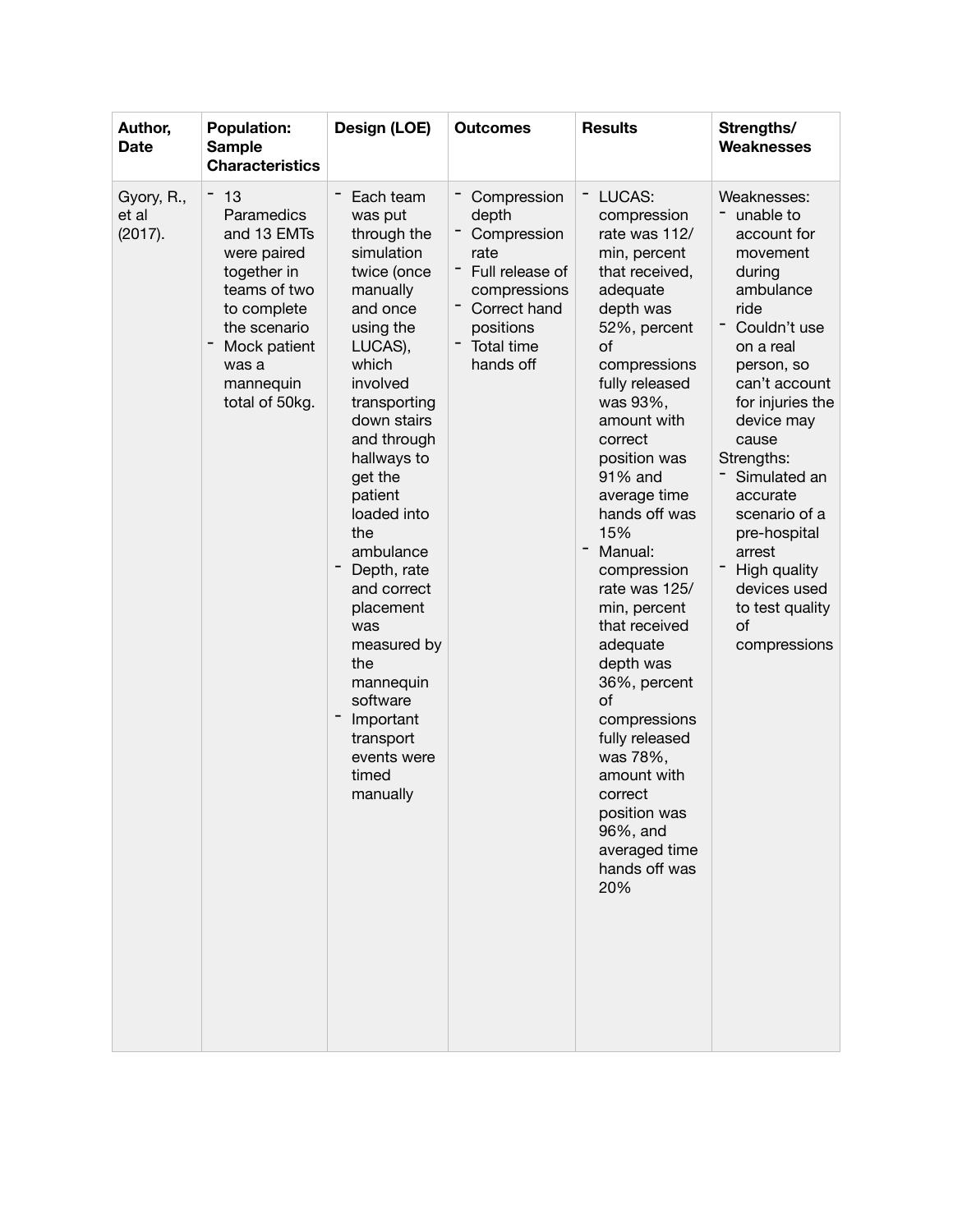| Author, Date | Population: Sample Characteristics | Design (LOE) | Outcomes | Results | Strengths/ Weaknesses |
|---|---|---|---|---|---|
| Gyory, R., et al (2017). | - 13 Paramedics and 13 EMTs were paired together in teams of two to complete the scenario<br>- Mock patient was a mannequin total of 50kg. | - Each team was put through the simulation twice (once manually and once using the LUCAS), which involved transporting down stairs and through hallways to get the patient loaded into the ambulance<br>- Depth, rate and correct placement was measured by the mannequin software<br>- Important transport events were timed manually | - Compression depth<br>- Compression rate<br>- Full release of compressions<br>- Correct hand positions<br>- Total time hands off | - LUCAS: compression rate was 112/ min, percent that received, adequate depth was 52%, percent of compressions fully released was 93%, amount with correct position was 91% and average time hands off was 15%<br>- Manual: compression rate was 125/ min, percent that received adequate depth was 36%, percent of compressions fully released was 78%, amount with correct position was 96%, and averaged time hands off was 20% | Weaknesses:<br>- unable to account for movement during ambulance ride<br>- Couldn't use on a real person, so can't account for injuries the device may cause<br>Strengths:<br>- Simulated an accurate scenario of a pre-hospital arrest<br>- High quality devices used to test quality of compressions |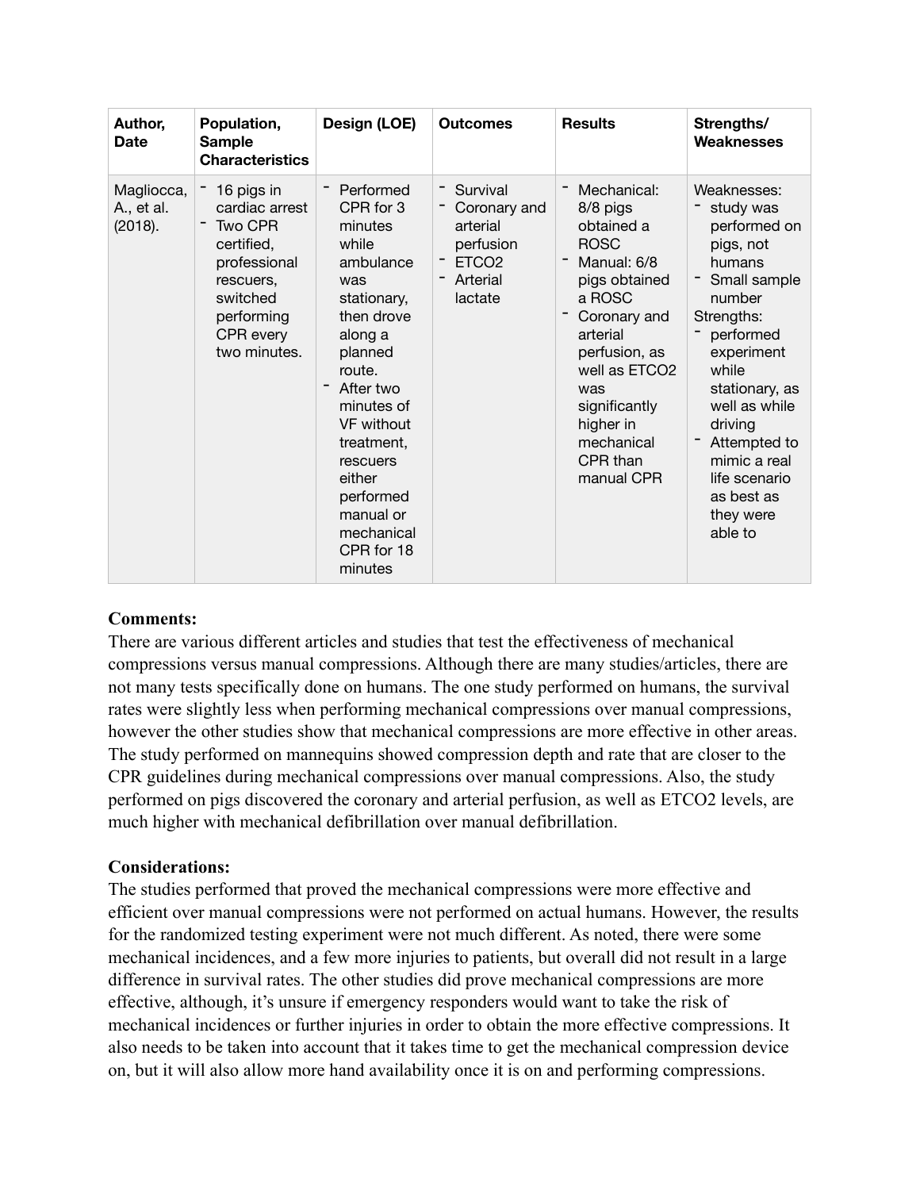| Author, Date | Population, Sample Characteristics | Design (LOE) | Outcomes | Results | Strengths/ Weaknesses |
|---|---|---|---|---|---|
| Magliocca, A., et al. (2018). | - 16 pigs in cardiac arrest<br>- Two CPR certified, professional rescuers, switched performing CPR every two minutes. | - Performed CPR for 3 minutes while ambulance was stationary, then drove along a planned route.<br>- After two minutes of VF without treatment, rescuers either performed manual or mechanical CPR for 18 minutes | - Survival<br>- Coronary and arterial perfusion<br>- ETCO2<br>- Arterial lactate | - Mechanical: 8/8 pigs obtained a ROSC<br>- Manual: 6/8 pigs obtained a ROSC<br>- Coronary and arterial perfusion, as well as ETCO2 was significantly higher in mechanical CPR than manual CPR | Weaknesses:<br>- study was performed on pigs, not humans<br>- Small sample number<br>Strengths:<br>- performed experiment while stationary, as well as while driving<br>- Attempted to mimic a real life scenario as best as they were able to |

**Comments:**

There are various different articles and studies that test the effectiveness of mechanical compressions versus manual compressions. Although there are many studies/articles, there are not many tests specifically done on humans. The one study performed on humans, the survival rates were slightly less when performing mechanical compressions over manual compressions, however the other studies show that mechanical compressions are more effective in other areas. The study performed on mannequins showed compression depth and rate that are closer to the CPR guidelines during mechanical compressions over manual compressions. Also, the study performed on pigs discovered the coronary and arterial perfusion, as well as ETCO2 levels, are much higher with mechanical defibrillation over manual defibrillation.

**Considerations:**

The studies performed that proved the mechanical compressions were more effective and efficient over manual compressions were not performed on actual humans. However, the results for the randomized testing experiment were not much different. As noted, there were some mechanical incidences, and a few more injuries to patients, but overall did not result in a large difference in survival rates. The other studies did prove mechanical compressions are more effective, although, it's unsure if emergency responders would want to take the risk of mechanical incidences or further injuries in order to obtain the more effective compressions. It also needs to be taken into account that it takes time to get the mechanical compression device on, but it will also allow more hand availability once it is on and performing compressions.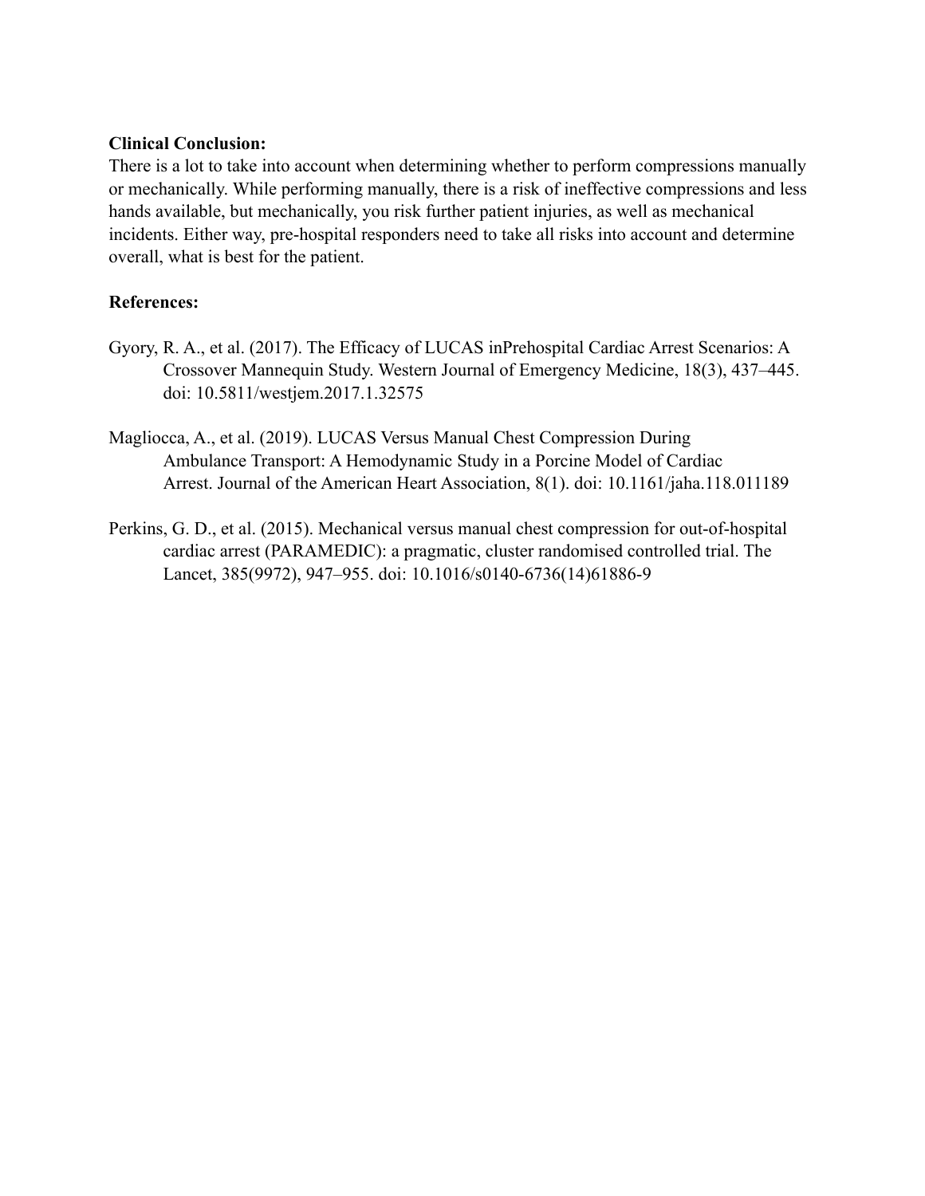**Clinical Conclusion:**

There is a lot to take into account when determining whether to perform compressions manually or mechanically. While performing manually, there is a risk of ineffective compressions and less hands available, but mechanically, you risk further patient injuries, as well as mechanical incidents. Either way, pre-hospital responders need to take all risks into account and determine overall, what is best for the patient.

**References:**

Gyory, R. A., et al. (2017). The Efficacy of LUCAS inPrehospital Cardiac Arrest Scenarios: A Crossover Mannequin Study. Western Journal of Emergency Medicine, 18(3), 437–445. doi: 10.5811/westjem.2017.1.32575

Magliocca, A., et al. (2019). LUCAS Versus Manual Chest Compression During Ambulance Transport: A Hemodynamic Study in a Porcine Model of Cardiac Arrest. Journal of the American Heart Association, 8(1). doi: 10.1161/jaha.118.011189

Perkins, G. D., et al. (2015). Mechanical versus manual chest compression for out-of-hospital cardiac arrest (PARAMEDIC): a pragmatic, cluster randomised controlled trial. The Lancet, 385(9972), 947–955. doi: 10.1016/s0140-6736(14)61886-9